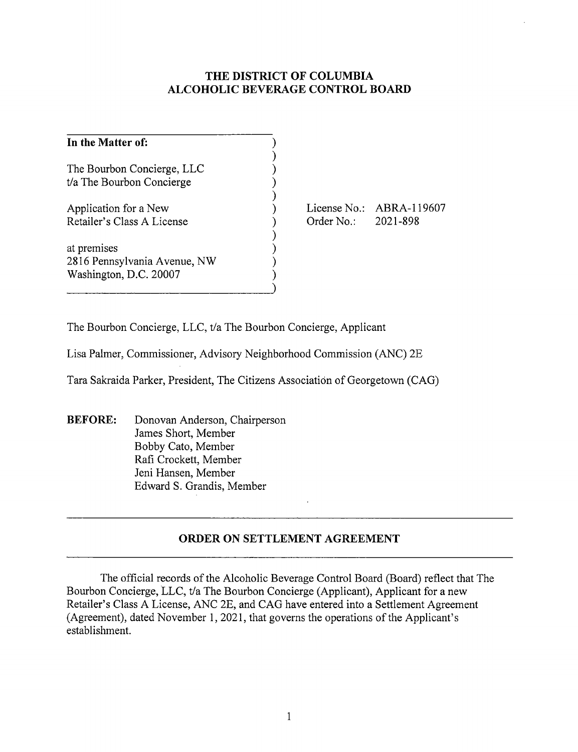# THE DISTRICT OF COLUMBIA ALCOHOLIC BEVERAGE CONTROL BOARD

| **In the Matter of:** | |
|---|---|
| The Bourbon Concierge, LLC<br>t/a The Bourbon Concierge | |
| Application for a New<br>Retailer's Class A License | License No.: ABRA-119607<br>Order No.: 2021-898 |
| at premises<br>2816 Pennsylvania Avenue, NW<br>Washington, D.C. 20007 | |

The Bourbon Concierge, LLC, t/a The Bourbon Concierge, Applicant

Lisa Palmer, Commissioner, Advisory Neighborhood Commission (ANC) 2E

Tara Sakraida Parker, President, The Citizens Association of Georgetown (CAG)

**BEFORE:** Donovan Anderson, Chairperson
James Short, Member
Bobby Cato, Member
Rafi Crockett, Member
Jeni Hansen, Member
Edward S. Grandis, Member

## ORDER ON SETTLEMENT AGREEMENT

The official records of the Alcoholic Beverage Control Board (Board) reflect that The Bourbon Concierge, LLC, t/a The Bourbon Concierge (Applicant), Applicant for a new Retailer's Class A License, ANC 2E, and CAG have entered into a Settlement Agreement (Agreement), dated November 1, 2021, that governs the operations of the Applicant's establishment.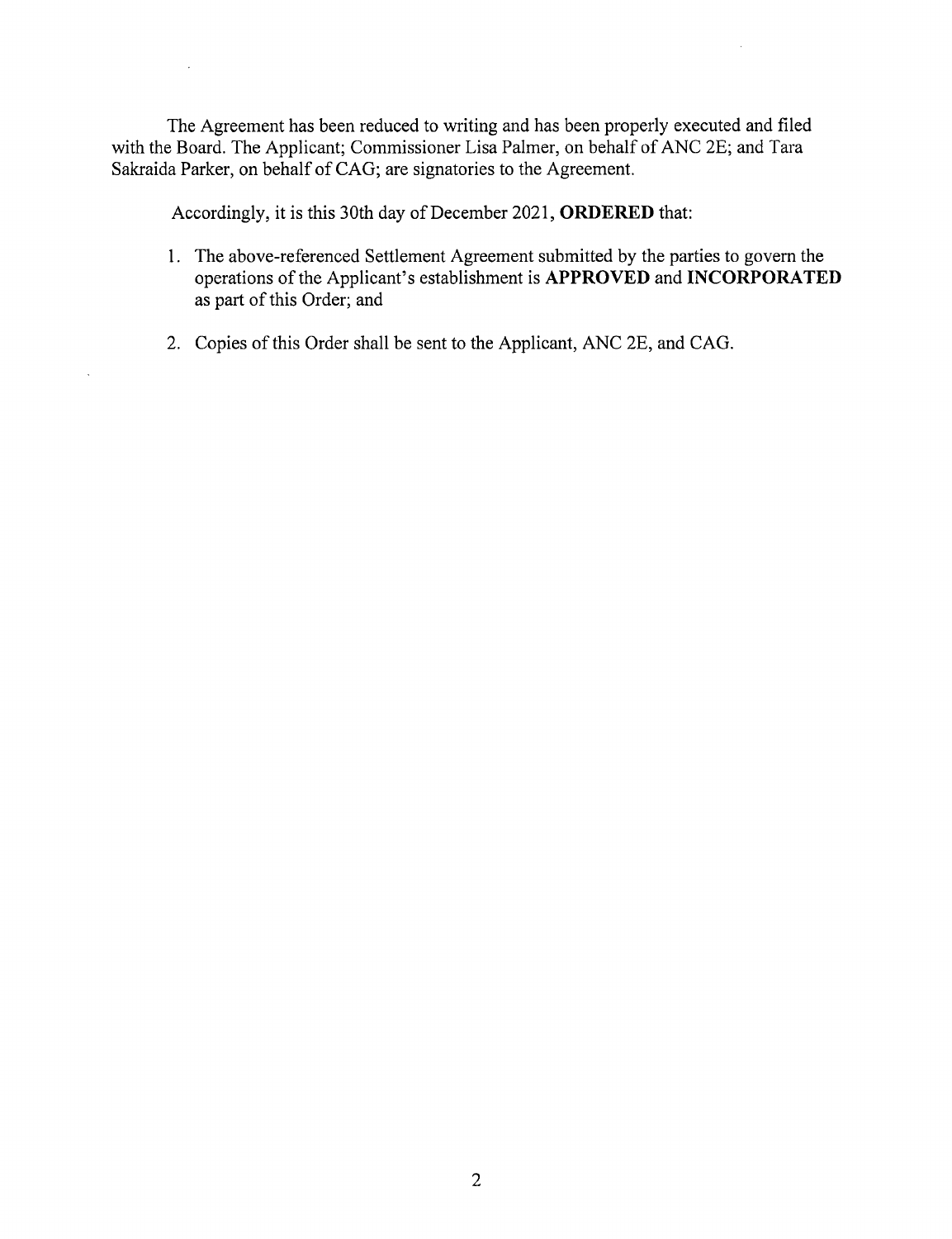The Agreement has been reduced to writing and has been properly executed and filed with the Board. The Applicant; Commissioner Lisa Palmer, on behalf of ANC 2E; and Tara Sakraida Parker, on behalf of CAG; are signatories to the Agreement.

Accordingly, it is this 30th day of December 2021, **ORDERED** that:

1. The above-referenced Settlement Agreement submitted by the parties to govern the operations of the Applicant's establishment is **APPROVED** and **INCORPORATED** as part of this Order; and

2. Copies of this Order shall be sent to the Applicant, ANC 2E, and CAG.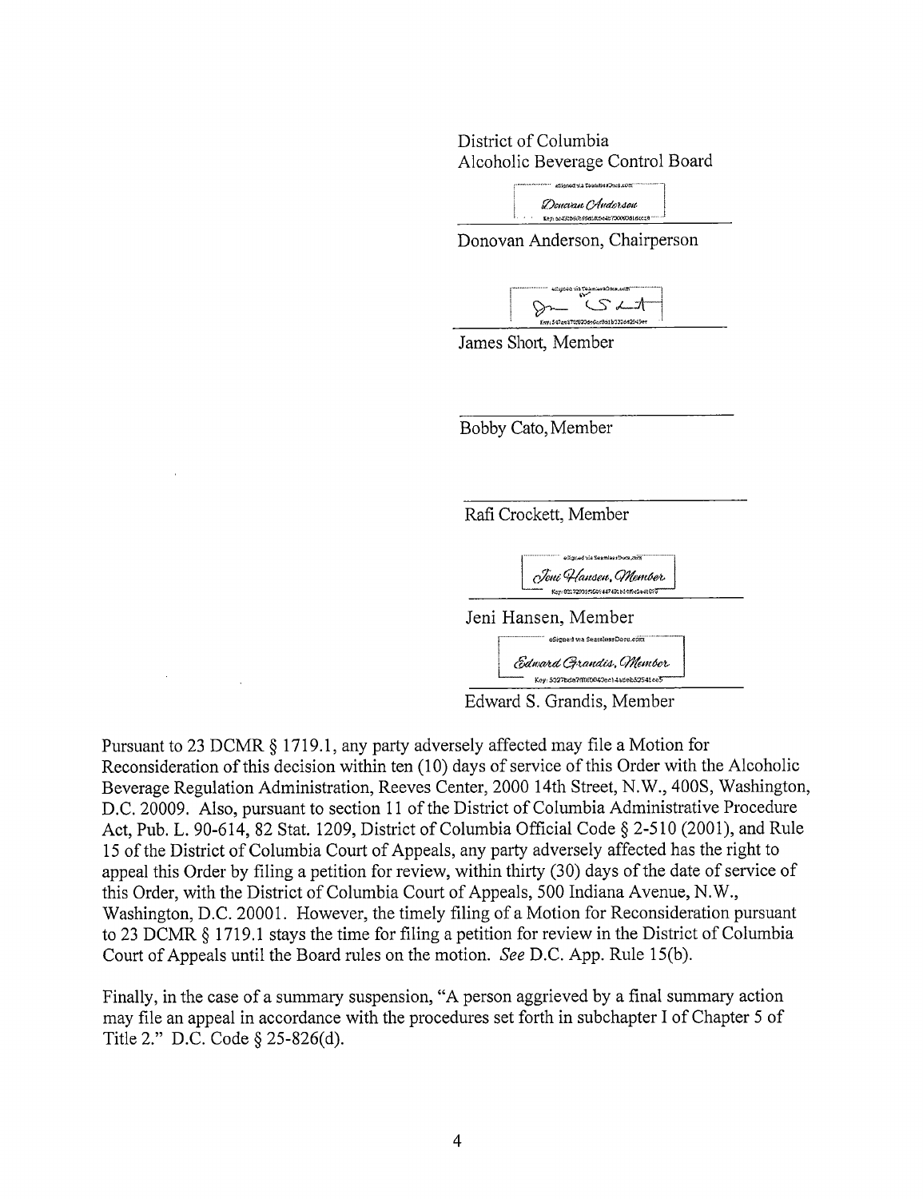District of Columbia
Alcoholic Beverage Control Board

Donovan Anderson, Chairperson

James Short, Member

Bobby Cato, Member

Rafi Crockett, Member

Jeni Hansen, Member

Edward S. Grandis, Member

Pursuant to 23 DCMR § 1719.1, any party adversely affected may file a Motion for Reconsideration of this decision within ten (10) days of service of this Order with the Alcoholic Beverage Regulation Administration, Reeves Center, 2000 14th Street, N.W., 400S, Washington, D.C. 20009. Also, pursuant to section 11 of the District of Columbia Administrative Procedure Act, Pub. L. 90-614, 82 Stat. 1209, District of Columbia Official Code § 2-510 (2001), and Rule 15 of the District of Columbia Court of Appeals, any party adversely affected has the right to appeal this Order by filing a petition for review, within thirty (30) days of the date of service of this Order, with the District of Columbia Court of Appeals, 500 Indiana Avenue, N.W., Washington, D.C. 20001. However, the timely filing of a Motion for Reconsideration pursuant to 23 DCMR § 1719.1 stays the time for filing a petition for review in the District of Columbia Court of Appeals until the Board rules on the motion. *See* D.C. App. Rule 15(b).

Finally, in the case of a summary suspension, "A person aggrieved by a final summary action may file an appeal in accordance with the procedures set forth in subchapter I of Chapter 5 of Title 2." D.C. Code § 25-826(d).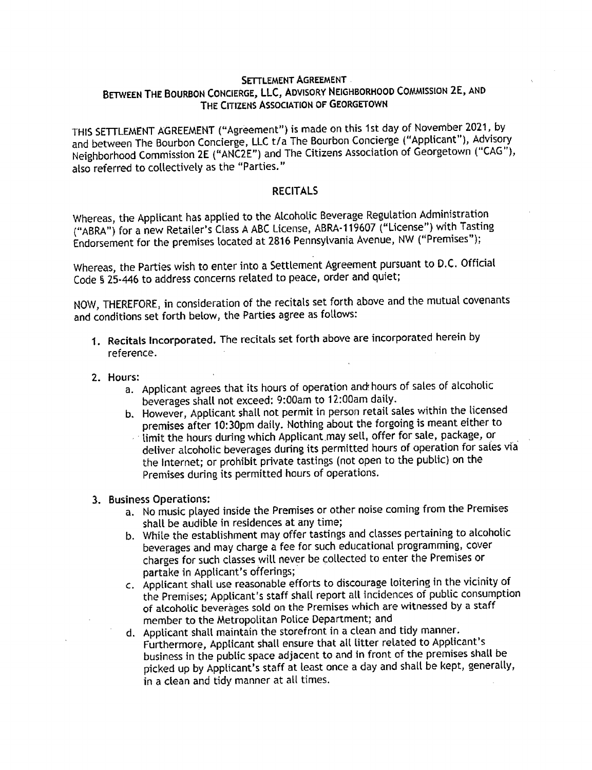**SETTLEMENT AGREEMENT**
**BETWEEN THE BOURBON CONCIERGE, LLC, ADVISORY NEIGHBORHOOD COMMISSION 2E, AND THE CITIZENS ASSOCIATION OF GEORGETOWN**

THIS SETTLEMENT AGREEMENT ("Agreement") is made on this 1st day of November 2021, by and between The Bourbon Concierge, LLC t/a The Bourbon Concierge ("Applicant"), Advisory Neighborhood Commission 2E ("ANC2E") and The Citizens Association of Georgetown ("CAG"), also referred to collectively as the "Parties."

## RECITALS

Whereas, the Applicant has applied to the Alcoholic Beverage Regulation Administration ("ABRA") for a new Retailer's Class A ABC License, ABRA-119607 ("License") with Tasting Endorsement for the premises located at 2816 Pennsylvania Avenue, NW ("Premises");

Whereas, the Parties wish to enter into a Settlement Agreement pursuant to D.C. Official Code § 25-446 to address concerns related to peace, order and quiet;

NOW, THEREFORE, in consideration of the recitals set forth above and the mutual covenants and conditions set forth below, the Parties agree as follows:

1. **Recitals Incorporated.** The recitals set forth above are incorporated herein by reference.

2. **Hours:**
   a. Applicant agrees that its hours of operation and hours of sales of alcoholic beverages shall not exceed: 9:00am to 12:00am daily.
   b. However, Applicant shall not permit in person retail sales within the licensed premises after 10:30pm daily. Nothing about the forgoing is meant either to limit the hours during which Applicant may sell, offer for sale, package, or deliver alcoholic beverages during its permitted hours of operation for sales via the Internet; or prohibit private tastings (not open to the public) on the Premises during its permitted hours of operations.

3. **Business Operations:**
   a. No music played inside the Premises or other noise coming from the Premises shall be audible in residences at any time;
   b. While the establishment may offer tastings and classes pertaining to alcoholic beverages and may charge a fee for such educational programming, cover charges for such classes will never be collected to enter the Premises or partake in Applicant's offerings;
   c. Applicant shall use reasonable efforts to discourage loitering in the vicinity of the Premises; Applicant's staff shall report all incidences of public consumption of alcoholic beverages sold on the Premises which are witnessed by a staff member to the Metropolitan Police Department; and
   d. Applicant shall maintain the storefront in a clean and tidy manner. Furthermore, Applicant shall ensure that all litter related to Applicant's business in the public space adjacent to and in front of the premises shall be picked up by Applicant's staff at least once a day and shall be kept, generally, in a clean and tidy manner at all times.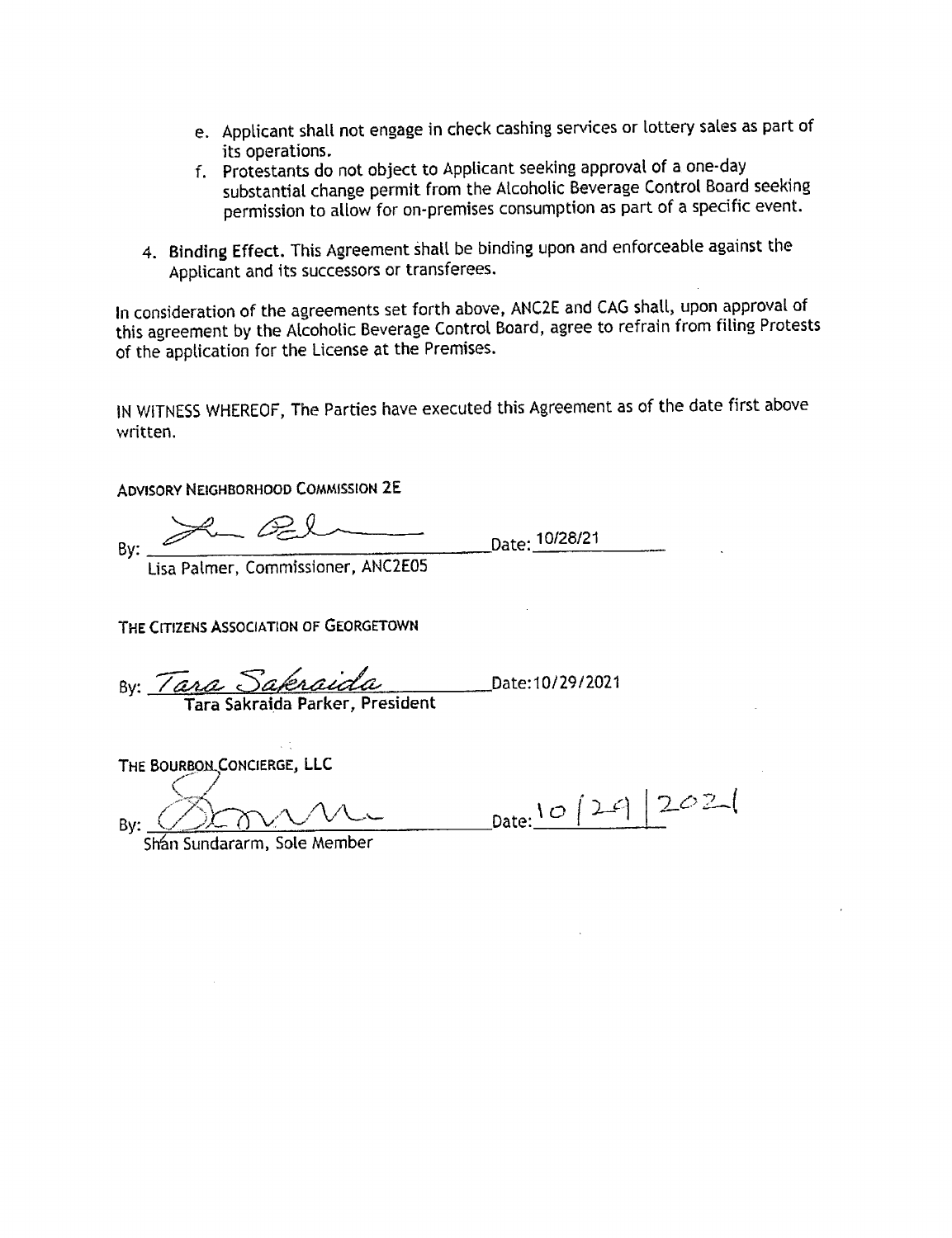e. Applicant shall not engage in check cashing services or lottery sales as part of its operations.

f. Protestants do not object to Applicant seeking approval of a one-day substantial change permit from the Alcoholic Beverage Control Board seeking permission to allow for on-premises consumption as part of a specific event.

4. **Binding Effect.** This Agreement shall be binding upon and enforceable against the Applicant and its successors or transferees.

In consideration of the agreements set forth above, ANC2E and CAG shall, upon approval of this agreement by the Alcoholic Beverage Control Board, agree to refrain from filing Protests of the application for the License at the Premises.

IN WITNESS WHEREOF, The Parties have executed this Agreement as of the date first above written.

ADVISORY NEIGHBORHOOD COMMISSION 2E

By: _______________ Date: 10/28/21

Lisa Palmer, Commissioner, ANC2E05

THE CITIZENS ASSOCIATION OF GEORGETOWN

By: *Tara Sakraida* Date: 10/29/2021

Tara Sakraida Parker, President

THE BOURBON CONCIERGE, LLC

By: _______________ Date: 10/29/2021

Shán Sundararm, Sole Member